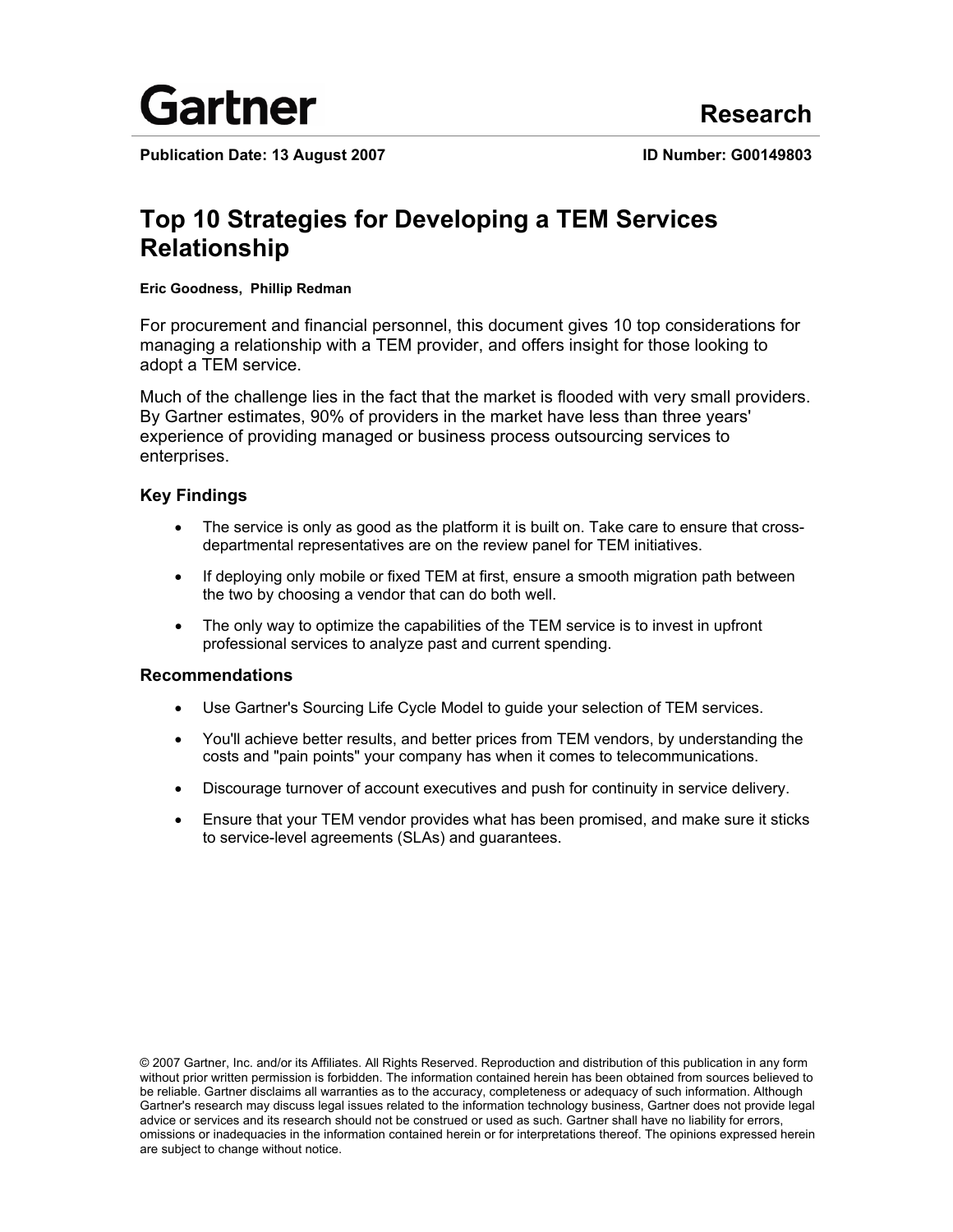Gartner

Research

**Publication Date: 13 August 2007** **ID Number: G00149803**

# Top 10 Strategies for Developing a TEM Services Relationship

**Eric Goodness, Phillip Redman**

For procurement and financial personnel, this document gives 10 top considerations for managing a relationship with a TEM provider, and offers insight for those looking to adopt a TEM service.

Much of the challenge lies in the fact that the market is flooded with very small providers. By Gartner estimates, 90% of providers in the market have less than three years' experience of providing managed or business process outsourcing services to enterprises.

### Key Findings

- The service is only as good as the platform it is built on. Take care to ensure that cross-departmental representatives are on the review panel for TEM initiatives.
- If deploying only mobile or fixed TEM at first, ensure a smooth migration path between the two by choosing a vendor that can do both well.
- The only way to optimize the capabilities of the TEM service is to invest in upfront professional services to analyze past and current spending.

### Recommendations

- Use Gartner's Sourcing Life Cycle Model to guide your selection of TEM services.
- You'll achieve better results, and better prices from TEM vendors, by understanding the costs and "pain points" your company has when it comes to telecommunications.
- Discourage turnover of account executives and push for continuity in service delivery.
- Ensure that your TEM vendor provides what has been promised, and make sure it sticks to service-level agreements (SLAs) and guarantees.

© 2007 Gartner, Inc. and/or its Affiliates. All Rights Reserved. Reproduction and distribution of this publication in any form without prior written permission is forbidden. The information contained herein has been obtained from sources believed to be reliable. Gartner disclaims all warranties as to the accuracy, completeness or adequacy of such information. Although Gartner's research may discuss legal issues related to the information technology business, Gartner does not provide legal advice or services and its research should not be construed or used as such. Gartner shall have no liability for errors, omissions or inadequacies in the information contained herein or for interpretations thereof. The opinions expressed herein are subject to change without notice.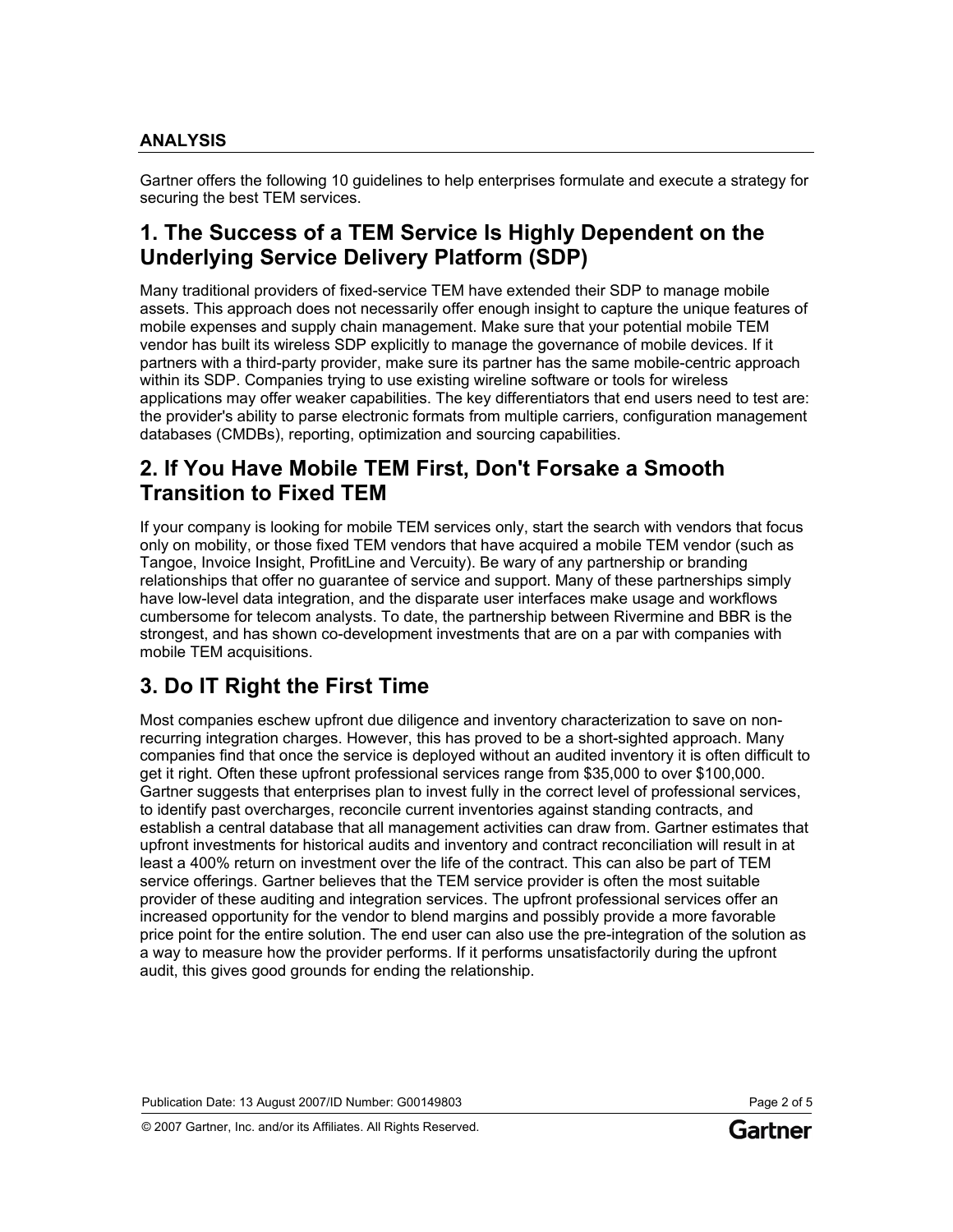## ANALYSIS

Gartner offers the following 10 guidelines to help enterprises formulate and execute a strategy for securing the best TEM services.

### 1. The Success of a TEM Service Is Highly Dependent on the Underlying Service Delivery Platform (SDP)

Many traditional providers of fixed-service TEM have extended their SDP to manage mobile assets. This approach does not necessarily offer enough insight to capture the unique features of mobile expenses and supply chain management. Make sure that your potential mobile TEM vendor has built its wireless SDP explicitly to manage the governance of mobile devices. If it partners with a third-party provider, make sure its partner has the same mobile-centric approach within its SDP. Companies trying to use existing wireline software or tools for wireless applications may offer weaker capabilities. The key differentiators that end users need to test are: the provider's ability to parse electronic formats from multiple carriers, configuration management databases (CMDBs), reporting, optimization and sourcing capabilities.

### 2. If You Have Mobile TEM First, Don't Forsake a Smooth Transition to Fixed TEM

If your company is looking for mobile TEM services only, start the search with vendors that focus only on mobility, or those fixed TEM vendors that have acquired a mobile TEM vendor (such as Tangoe, Invoice Insight, ProfitLine and Vercuity). Be wary of any partnership or branding relationships that offer no guarantee of service and support. Many of these partnerships simply have low-level data integration, and the disparate user interfaces make usage and workflows cumbersome for telecom analysts. To date, the partnership between Rivermine and BBR is the strongest, and has shown co-development investments that are on a par with companies with mobile TEM acquisitions.

### 3. Do IT Right the First Time

Most companies eschew upfront due diligence and inventory characterization to save on non-recurring integration charges. However, this has proved to be a short-sighted approach. Many companies find that once the service is deployed without an audited inventory it is often difficult to get it right. Often these upfront professional services range from $35,000 to over $100,000. Gartner suggests that enterprises plan to invest fully in the correct level of professional services, to identify past overcharges, reconcile current inventories against standing contracts, and establish a central database that all management activities can draw from. Gartner estimates that upfront investments for historical audits and inventory and contract reconciliation will result in at least a 400% return on investment over the life of the contract. This can also be part of TEM service offerings. Gartner believes that the TEM service provider is often the most suitable provider of these auditing and integration services. The upfront professional services offer an increased opportunity for the vendor to blend margins and possibly provide a more favorable price point for the entire solution. The end user can also use the pre-integration of the solution as a way to measure how the provider performs. If it performs unsatisfactorily during the upfront audit, this gives good grounds for ending the relationship.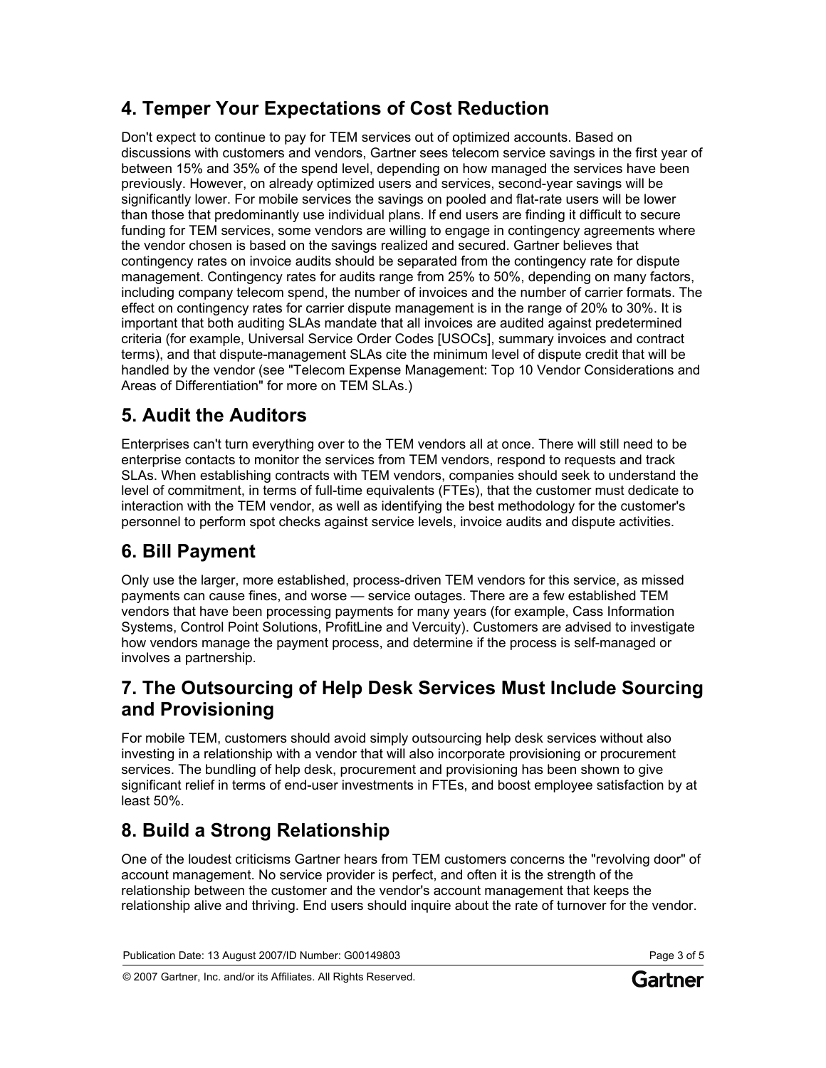## 4. Temper Your Expectations of Cost Reduction

Don't expect to continue to pay for TEM services out of optimized accounts. Based on discussions with customers and vendors, Gartner sees telecom service savings in the first year of between 15% and 35% of the spend level, depending on how managed the services have been previously. However, on already optimized users and services, second-year savings will be significantly lower. For mobile services the savings on pooled and flat-rate users will be lower than those that predominantly use individual plans. If end users are finding it difficult to secure funding for TEM services, some vendors are willing to engage in contingency agreements where the vendor chosen is based on the savings realized and secured. Gartner believes that contingency rates on invoice audits should be separated from the contingency rate for dispute management. Contingency rates for audits range from 25% to 50%, depending on many factors, including company telecom spend, the number of invoices and the number of carrier formats. The effect on contingency rates for carrier dispute management is in the range of 20% to 30%. It is important that both auditing SLAs mandate that all invoices are audited against predetermined criteria (for example, Universal Service Order Codes [USOCs], summary invoices and contract terms), and that dispute-management SLAs cite the minimum level of dispute credit that will be handled by the vendor (see "Telecom Expense Management: Top 10 Vendor Considerations and Areas of Differentiation" for more on TEM SLAs.)

## 5. Audit the Auditors

Enterprises can't turn everything over to the TEM vendors all at once. There will still need to be enterprise contacts to monitor the services from TEM vendors, respond to requests and track SLAs. When establishing contracts with TEM vendors, companies should seek to understand the level of commitment, in terms of full-time equivalents (FTEs), that the customer must dedicate to interaction with the TEM vendor, as well as identifying the best methodology for the customer's personnel to perform spot checks against service levels, invoice audits and dispute activities.

## 6. Bill Payment

Only use the larger, more established, process-driven TEM vendors for this service, as missed payments can cause fines, and worse — service outages. There are a few established TEM vendors that have been processing payments for many years (for example, Cass Information Systems, Control Point Solutions, ProfitLine and Vercuity). Customers are advised to investigate how vendors manage the payment process, and determine if the process is self-managed or involves a partnership.

## 7. The Outsourcing of Help Desk Services Must Include Sourcing and Provisioning

For mobile TEM, customers should avoid simply outsourcing help desk services without also investing in a relationship with a vendor that will also incorporate provisioning or procurement services. The bundling of help desk, procurement and provisioning has been shown to give significant relief in terms of end-user investments in FTEs, and boost employee satisfaction by at least 50%.

## 8. Build a Strong Relationship

One of the loudest criticisms Gartner hears from TEM customers concerns the "revolving door" of account management. No service provider is perfect, and often it is the strength of the relationship between the customer and the vendor's account management that keeps the relationship alive and thriving. End users should inquire about the rate of turnover for the vendor.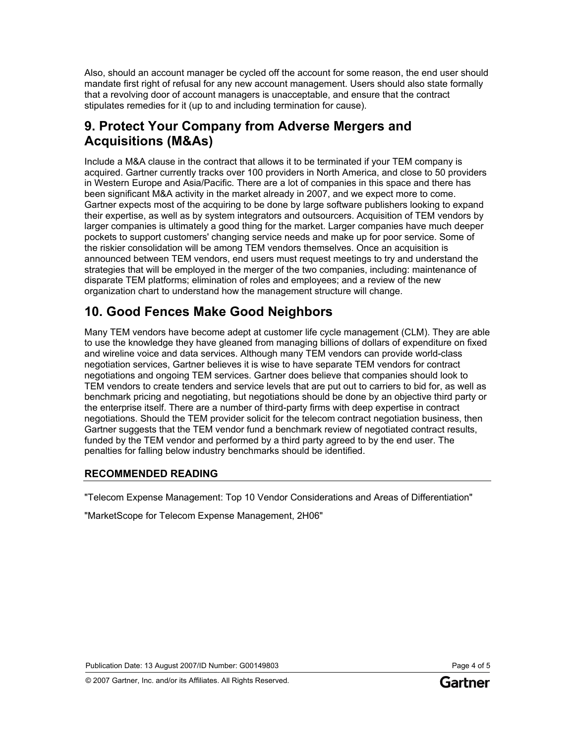Also, should an account manager be cycled off the account for some reason, the end user should mandate first right of refusal for any new account management. Users should also state formally that a revolving door of account managers is unacceptable, and ensure that the contract stipulates remedies for it (up to and including termination for cause).

## 9. Protect Your Company from Adverse Mergers and Acquisitions (M&As)

Include a M&A clause in the contract that allows it to be terminated if your TEM company is acquired. Gartner currently tracks over 100 providers in North America, and close to 50 providers in Western Europe and Asia/Pacific. There are a lot of companies in this space and there has been significant M&A activity in the market already in 2007, and we expect more to come. Gartner expects most of the acquiring to be done by large software publishers looking to expand their expertise, as well as by system integrators and outsourcers. Acquisition of TEM vendors by larger companies is ultimately a good thing for the market. Larger companies have much deeper pockets to support customers' changing service needs and make up for poor service. Some of the riskier consolidation will be among TEM vendors themselves. Once an acquisition is announced between TEM vendors, end users must request meetings to try and understand the strategies that will be employed in the merger of the two companies, including: maintenance of disparate TEM platforms; elimination of roles and employees; and a review of the new organization chart to understand how the management structure will change.

## 10. Good Fences Make Good Neighbors

Many TEM vendors have become adept at customer life cycle management (CLM). They are able to use the knowledge they have gleaned from managing billions of dollars of expenditure on fixed and wireline voice and data services. Although many TEM vendors can provide world-class negotiation services, Gartner believes it is wise to have separate TEM vendors for contract negotiations and ongoing TEM services. Gartner does believe that companies should look to TEM vendors to create tenders and service levels that are put out to carriers to bid for, as well as benchmark pricing and negotiating, but negotiations should be done by an objective third party or the enterprise itself. There are a number of third-party firms with deep expertise in contract negotiations. Should the TEM provider solicit for the telecom contract negotiation business, then Gartner suggests that the TEM vendor fund a benchmark review of negotiated contract results, funded by the TEM vendor and performed by a third party agreed to by the end user. The penalties for falling below industry benchmarks should be identified.

### RECOMMENDED READING

"Telecom Expense Management: Top 10 Vendor Considerations and Areas of Differentiation"

"MarketScope for Telecom Expense Management, 2H06"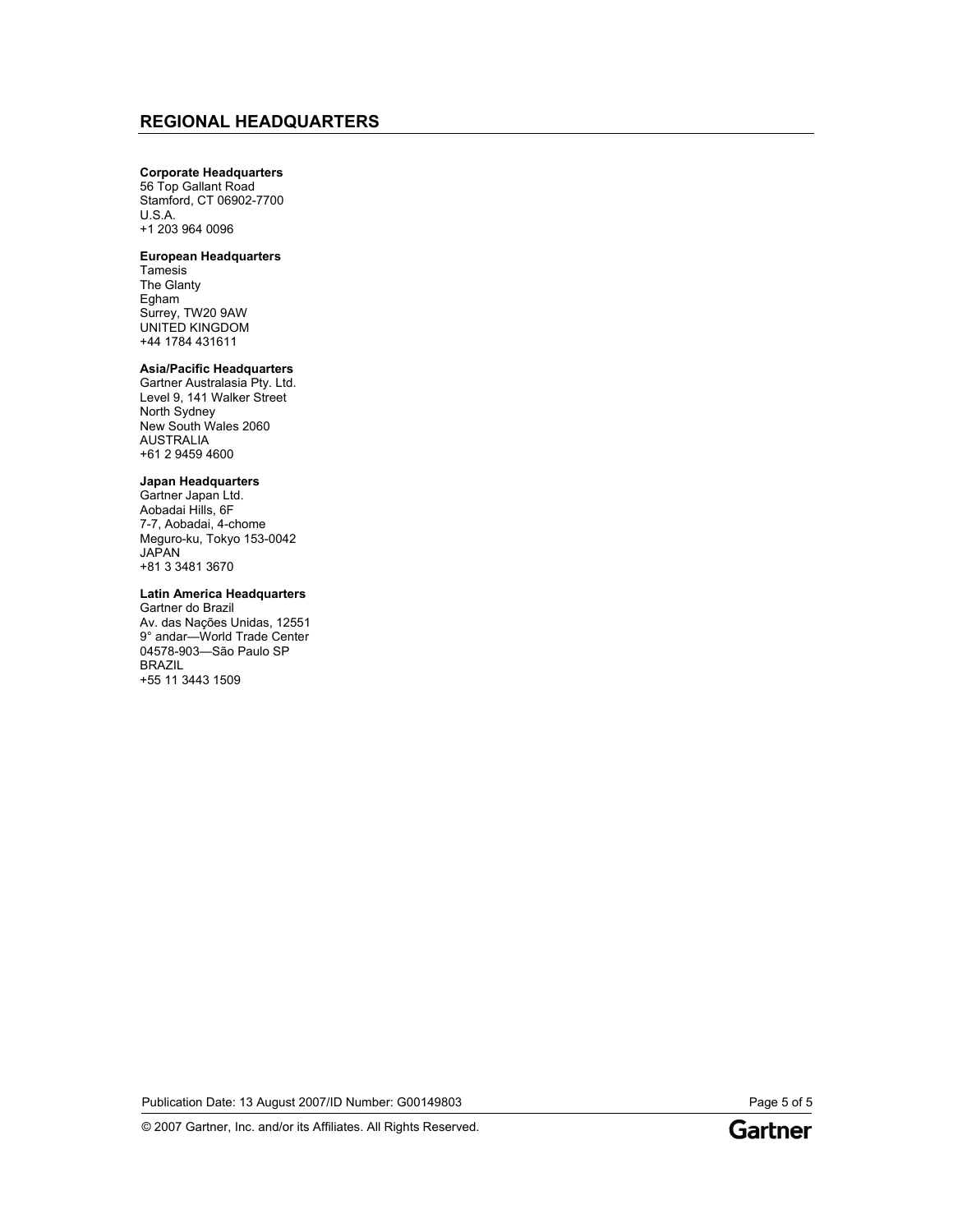## REGIONAL HEADQUARTERS

**Corporate Headquarters**
56 Top Gallant Road
Stamford, CT 06902-7700
U.S.A.
+1 203 964 0096

**European Headquarters**
Tamesis
The Glanty
Egham
Surrey, TW20 9AW
UNITED KINGDOM
+44 1784 431611

**Asia/Pacific Headquarters**
Gartner Australasia Pty. Ltd.
Level 9, 141 Walker Street
North Sydney
New South Wales 2060
AUSTRALIA
+61 2 9459 4600

**Japan Headquarters**
Gartner Japan Ltd.
Aobadai Hills, 6F
7-7, Aobadai, 4-chome
Meguro-ku, Tokyo 153-0042
JAPAN
+81 3 3481 3670

**Latin America Headquarters**
Gartner do Brazil
Av. das Nações Unidas, 12551
9° andar—World Trade Center
04578-903—São Paulo SP
BRAZIL
+55 11 3443 1509